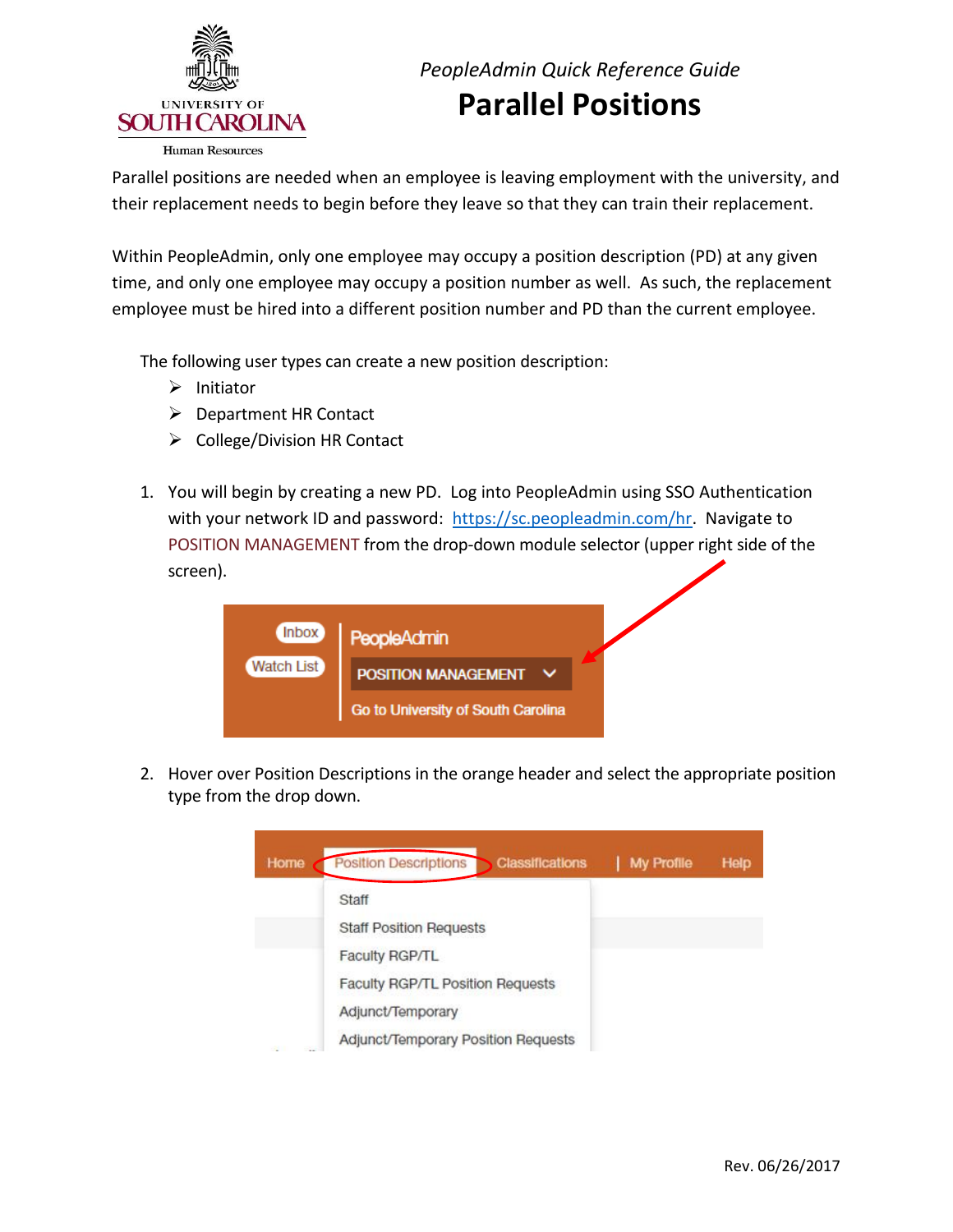*PeopleAdmin Quick Reference Guide*

# Parallel Positions

Parallel positions are needed when an employee is leaving employment with the university, and their replacement needs to begin before they leave so that they can train their replacement.

Within PeopleAdmin, only one employee may occupy a position description (PD) at any given time, and only one employee may occupy a position number as well. As such, the replacement employee must be hired into a different position number and PD than the current employee.

The following user types can create a new position description:

- Initiator
- Department HR Contact
- College/Division HR Contact

1. You will begin by creating a new PD. Log into PeopleAdmin using SSO Authentication with your network ID and password: https://sc.peopleadmin.com/hr. Navigate to POSITION MANAGEMENT from the drop-down module selector (upper right side of the screen).

2. Hover over Position Descriptions in the orange header and select the appropriate position type from the drop down.

Rev. 06/26/2017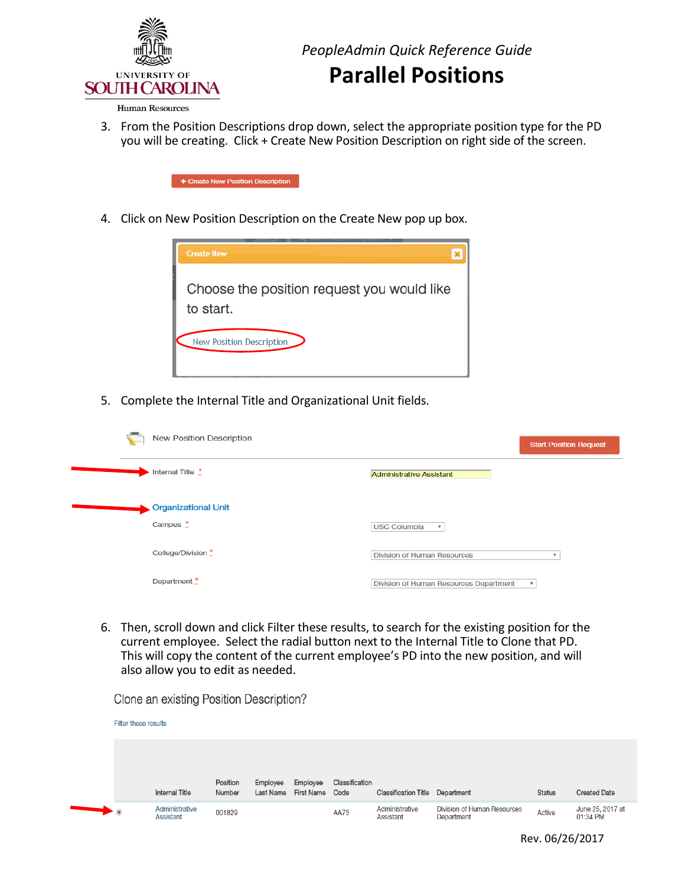*PeopleAdmin Quick Reference Guide*

# Parallel Positions

3. From the Position Descriptions drop down, select the appropriate position type for the PD you will be creating. Click + Create New Position Description on right side of the screen.

   + Create New Position Description

4. Click on New Position Description on the Create New pop up box.

   Create New

   Choose the position request you would like to start.

   New Position Description

5. Complete the Internal Title and Organizational Unit fields.

   New Position Description — Start Position Request

   | | |
   |---|---|
   | Internal Title * | Administrative Assistant |
   | **Organizational Unit** | |
   | Campus * | USC Columbia |
   | College/Division * | Division of Human Resources |
   | Department * | Division of Human Resources Department |

6. Then, scroll down and click Filter these results, to search for the existing position for the current employee. Select the radial button next to the Internal Title to Clone that PD. This will copy the content of the current employee's PD into the new position, and will also allow you to edit as needed.

   Clone an existing Position Description?

   Filter these results

   | | Internal Title | Position Number | Employee Last Name | Employee First Name | Classification Code | Classification Title | Department | Status | Created Date |
   |---|---|---|---|---|---|---|---|---|---|
   | ◉ | Administrative Assistant | 001829 | | | AA75 | Administrative Assistant | Division of Human Resources Department | Active | June 25, 2017 at 01:34 PM |

Rev. 06/26/2017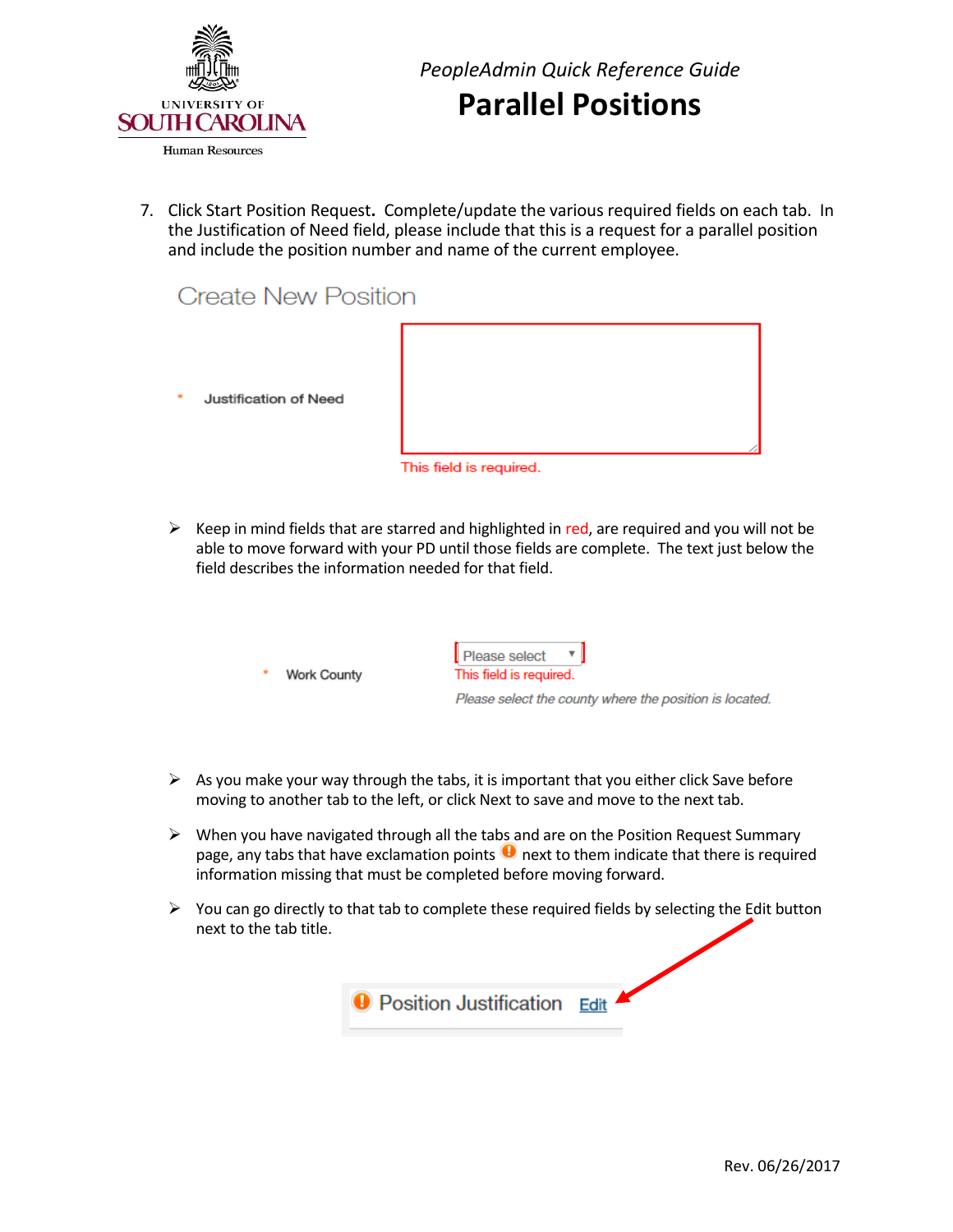7. Click Start Position Request. Complete/update the various required fields on each tab. In the Justification of Need field, please include that this is a request for a parallel position and include the position number and name of the current employee.

Create New Position

\* Justification of Need

This field is required.

- Keep in mind fields that are starred and highlighted in red, are required and you will not be able to move forward with your PD until those fields are complete. The text just below the field describes the information needed for that field.

\* Work County — Please select

This field is required.

*Please select the county where the position is located.*

- As you make your way through the tabs, it is important that you either click Save before moving to another tab to the left, or click Next to save and move to the next tab.
- When you have navigated through all the tabs and are on the Position Request Summary page, any tabs that have exclamation points next to them indicate that there is required information missing that must be completed before moving forward.
- You can go directly to that tab to complete these required fields by selecting the Edit button next to the tab title.

Position Justification Edit

Rev. 06/26/2017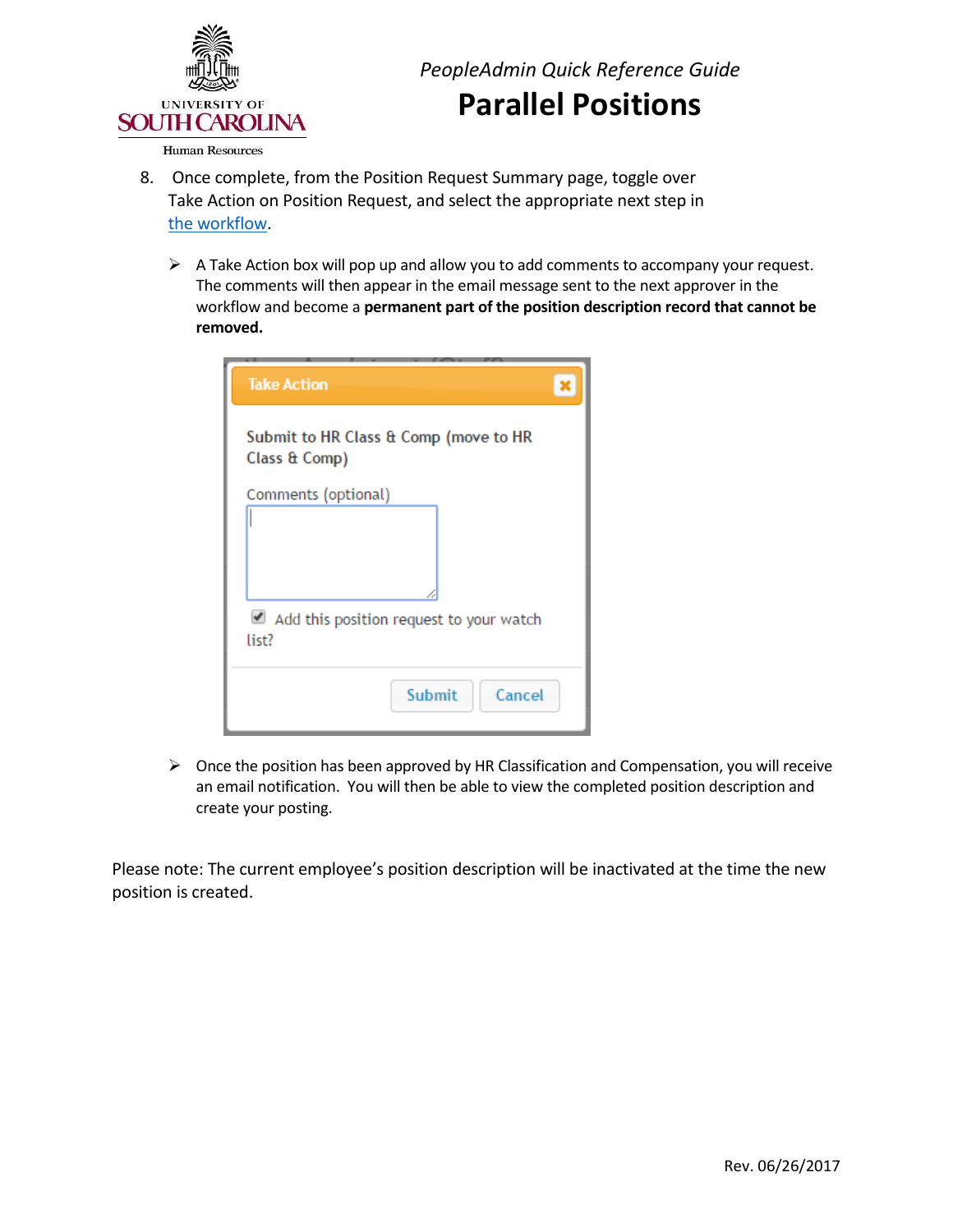8. Once complete, from the Position Request Summary page, toggle over Take Action on Position Request, and select the appropriate next step in the workflow.

   - A Take Action box will pop up and allow you to add comments to accompany your request. The comments will then appear in the email message sent to the next approver in the workflow and become a **permanent part of the position description record that cannot be removed.**

   - Once the position has been approved by HR Classification and Compensation, you will receive an email notification. You will then be able to view the completed position description and create your posting.

Please note: The current employee's position description will be inactivated at the time the new position is created.